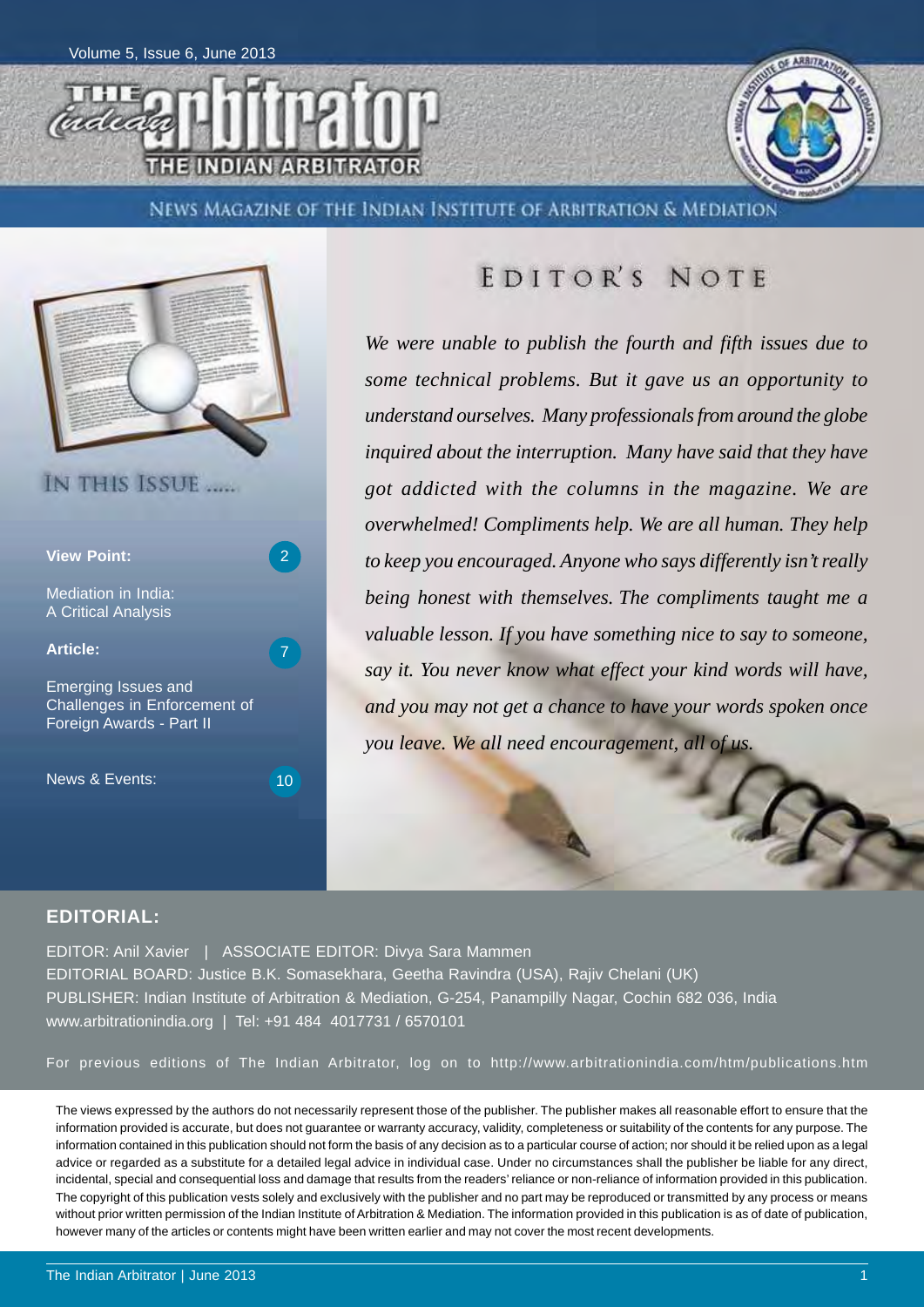# THE Indian arbitrator

## NEWS MAGAZINE OF THE INDIAN INSTITUTE OF ARBITRATION & MEDIATION

## IN THIS ISSUE .....

**View Point:** 2

Mediation in India: A Critical Analysis

**Article:** 7

Emerging Issues and Challenges in Enforcement of Foreign Awards - Part II

News & Events: 10

## EDITOR'S NOTE

*We were unable to publish the fourth and fifth issues due to some technical problems. But it gave us an opportunity to understand ourselves. Many professionals from around the globe inquired about the interruption. Many have said that they have got addicted with the columns in the magazine. We are overwhelmed! Compliments help. We are all human. They help to keep you encouraged. Anyone who says differently isn't really being honest with themselves. The compliments taught me a valuable lesson. If you have something nice to say to someone, say it. You never know what effect your kind words will have, and you may not get a chance to have your words spoken once you leave. We all need encouragement, all of us.*

## EDITORIAL:

EDITOR: Anil Xavier | ASSOCIATE EDITOR: Divya Sara Mammen

EDITORIAL BOARD: Justice B.K. Somasekhara, Geetha Ravindra (USA), Rajiv Chelani (UK)

PUBLISHER: Indian Institute of Arbitration & Mediation, G-254, Panampilly Nagar, Cochin 682 036, India

www.arbitrationindia.org | Tel: +91 484 4017731 / 6570101

For previous editions of The Indian Arbitrator, log on to http://www.arbitrationindia.com/htm/publications.htm

The views expressed by the authors do not necessarily represent those of the publisher. The publisher makes all reasonable effort to ensure that the information provided is accurate, but does not guarantee or warranty accuracy, validity, completeness or suitability of the contents for any purpose. The information contained in this publication should not form the basis of any decision as to a particular course of action; nor should it be relied upon as a legal advice or regarded as a substitute for a detailed legal advice in individual case. Under no circumstances shall the publisher be liable for any direct, incidental, special and consequential loss and damage that results from the readers' reliance or non-reliance of information provided in this publication. The copyright of this publication vests solely and exclusively with the publisher and no part may be reproduced or transmitted by any process or means without prior written permission of the Indian Institute of Arbitration & Mediation. The information provided in this publication is as of date of publication, however many of the articles or contents might have been written earlier and may not cover the most recent developments.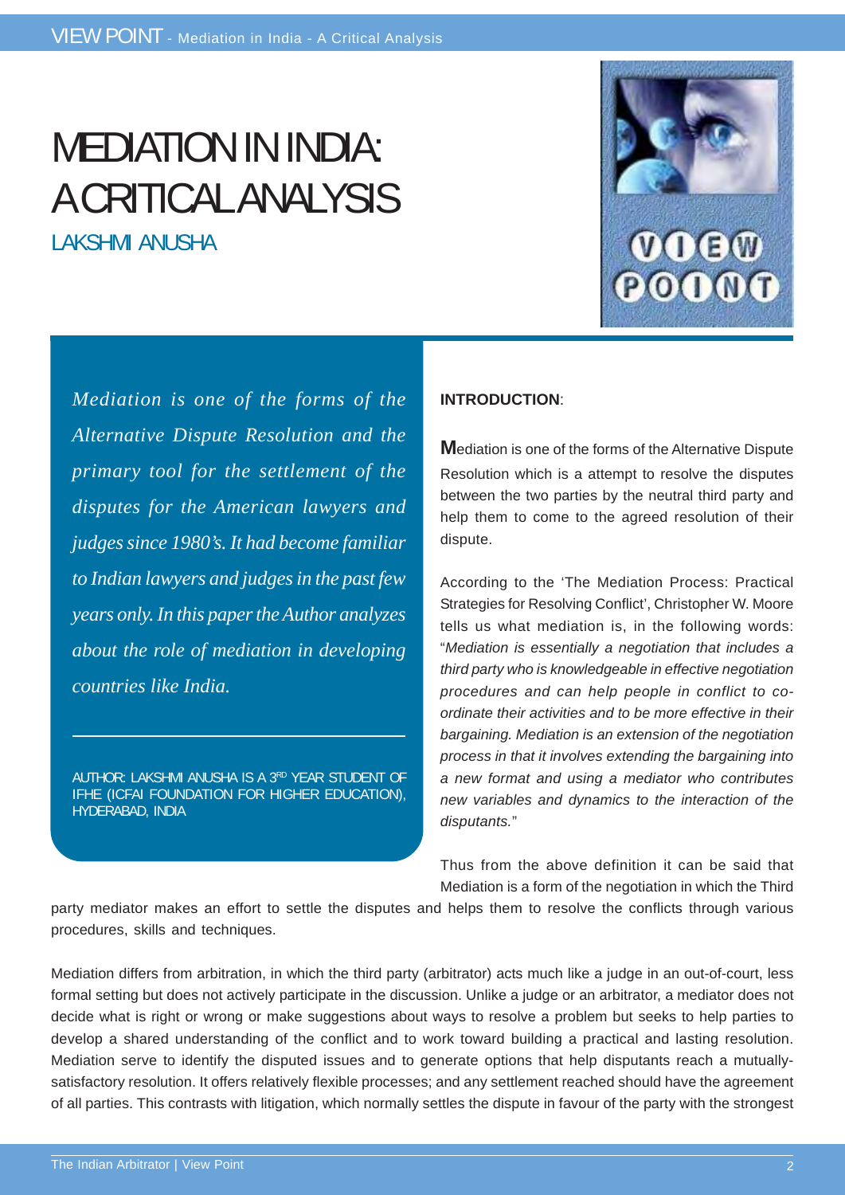# MEDIATION IN INDIA: A CRITICAL ANALYSIS

LAKSHMI ANUSHA

*Mediation is one of the forms of the Alternative Dispute Resolution and the primary tool for the settlement of the disputes for the American lawyers and judges since 1980's. It had become familiar to Indian lawyers and judges in the past few years only. In this paper the Author analyzes about the role of mediation in developing countries like India.*

AUTHOR: LAKSHMI ANUSHA IS A 3RD YEAR STUDENT OF IFHE (ICFAI FOUNDATION FOR HIGHER EDUCATION), HYDERABAD, INDIA

**INTRODUCTION**:

Mediation is one of the forms of the Alternative Dispute Resolution which is a attempt to resolve the disputes between the two parties by the neutral third party and help them to come to the agreed resolution of their dispute.

According to the 'The Mediation Process: Practical Strategies for Resolving Conflict', Christopher W. Moore tells us what mediation is, in the following words: "*Mediation is essentially a negotiation that includes a third party who is knowledgeable in effective negotiation procedures and can help people in conflict to co-ordinate their activities and to be more effective in their bargaining. Mediation is an extension of the negotiation process in that it involves extending the bargaining into a new format and using a mediator who contributes new variables and dynamics to the interaction of the disputants.*"

Thus from the above definition it can be said that Mediation is a form of the negotiation in which the Third party mediator makes an effort to settle the disputes and helps them to resolve the conflicts through various procedures, skills and techniques.

Mediation differs from arbitration, in which the third party (arbitrator) acts much like a judge in an out-of-court, less formal setting but does not actively participate in the discussion. Unlike a judge or an arbitrator, a mediator does not decide what is right or wrong or make suggestions about ways to resolve a problem but seeks to help parties to develop a shared understanding of the conflict and to work toward building a practical and lasting resolution. Mediation serve to identify the disputed issues and to generate options that help disputants reach a mutually-satisfactory resolution. It offers relatively flexible processes; and any settlement reached should have the agreement of all parties. This contrasts with litigation, which normally settles the dispute in favour of the party with the strongest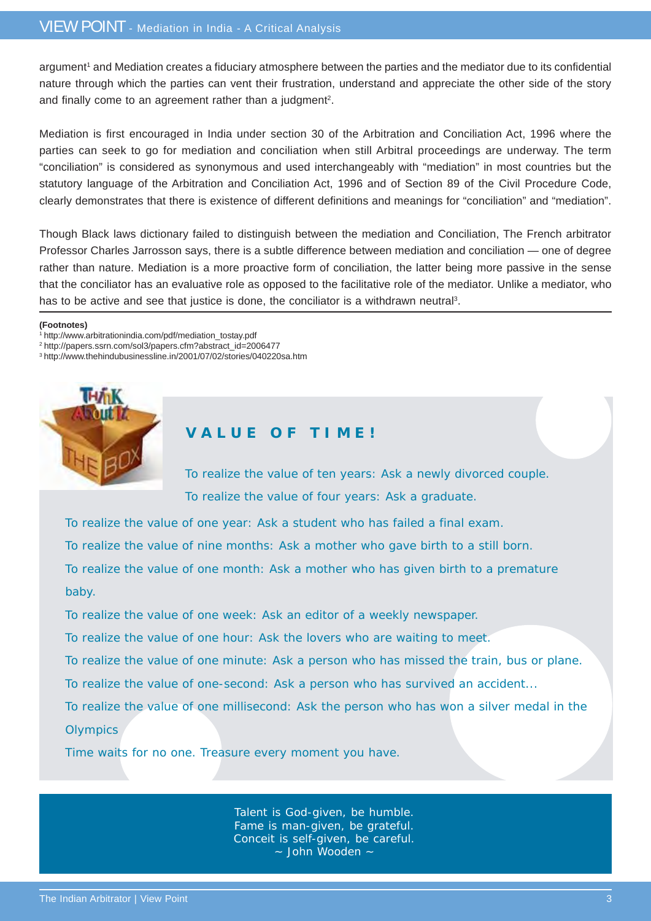argument[1] and Mediation creates a fiduciary atmosphere between the parties and the mediator due to its confidential nature through which the parties can vent their frustration, understand and appreciate the other side of the story and finally come to an agreement rather than a judgment[2].

Mediation is first encouraged in India under section 30 of the Arbitration and Conciliation Act, 1996 where the parties can seek to go for mediation and conciliation when still Arbitral proceedings are underway. The term "conciliation" is considered as synonymous and used interchangeably with "mediation" in most countries but the statutory language of the Arbitration and Conciliation Act, 1996 and of Section 89 of the Civil Procedure Code, clearly demonstrates that there is existence of different definitions and meanings for "conciliation" and "mediation".

Though Black laws dictionary failed to distinguish between the mediation and Conciliation, The French arbitrator Professor Charles Jarrosson says, there is a subtle difference between mediation and conciliation — one of degree rather than nature. Mediation is a more proactive form of conciliation, the latter being more passive in the sense that the conciliator has an evaluative role as opposed to the facilitative role of the mediator. Unlike a mediator, who has to be active and see that justice is done, the conciliator is a withdrawn neutral[3].

**(Footnotes)**

[1] http://www.arbitrationindia.com/pdf/mediation_tostay.pdf

[2] http://papers.ssrn.com/sol3/papers.cfm?abstract_id=2006477

[3] http://www.thehindubusinessline.in/2001/07/02/stories/040220sa.htm

## VALUE OF TIME!

To realize the value of ten years: Ask a newly divorced couple.

To realize the value of four years: Ask a graduate.

To realize the value of one year: Ask a student who has failed a final exam.

To realize the value of nine months: Ask a mother who gave birth to a still born.

To realize the value of one month: Ask a mother who has given birth to a premature baby.

To realize the value of one week: Ask an editor of a weekly newspaper.

To realize the value of one hour: Ask the lovers who are waiting to meet.

To realize the value of one minute: Ask a person who has missed the train, bus or plane.

To realize the value of one-second: Ask a person who has survived an accident...

To realize the value of one millisecond: Ask the person who has won a silver medal in the Olympics

Time waits for no one. Treasure every moment you have.

Talent is God-given, be humble.
Fame is man-given, be grateful.
Conceit is self-given, be careful.
~ John Wooden ~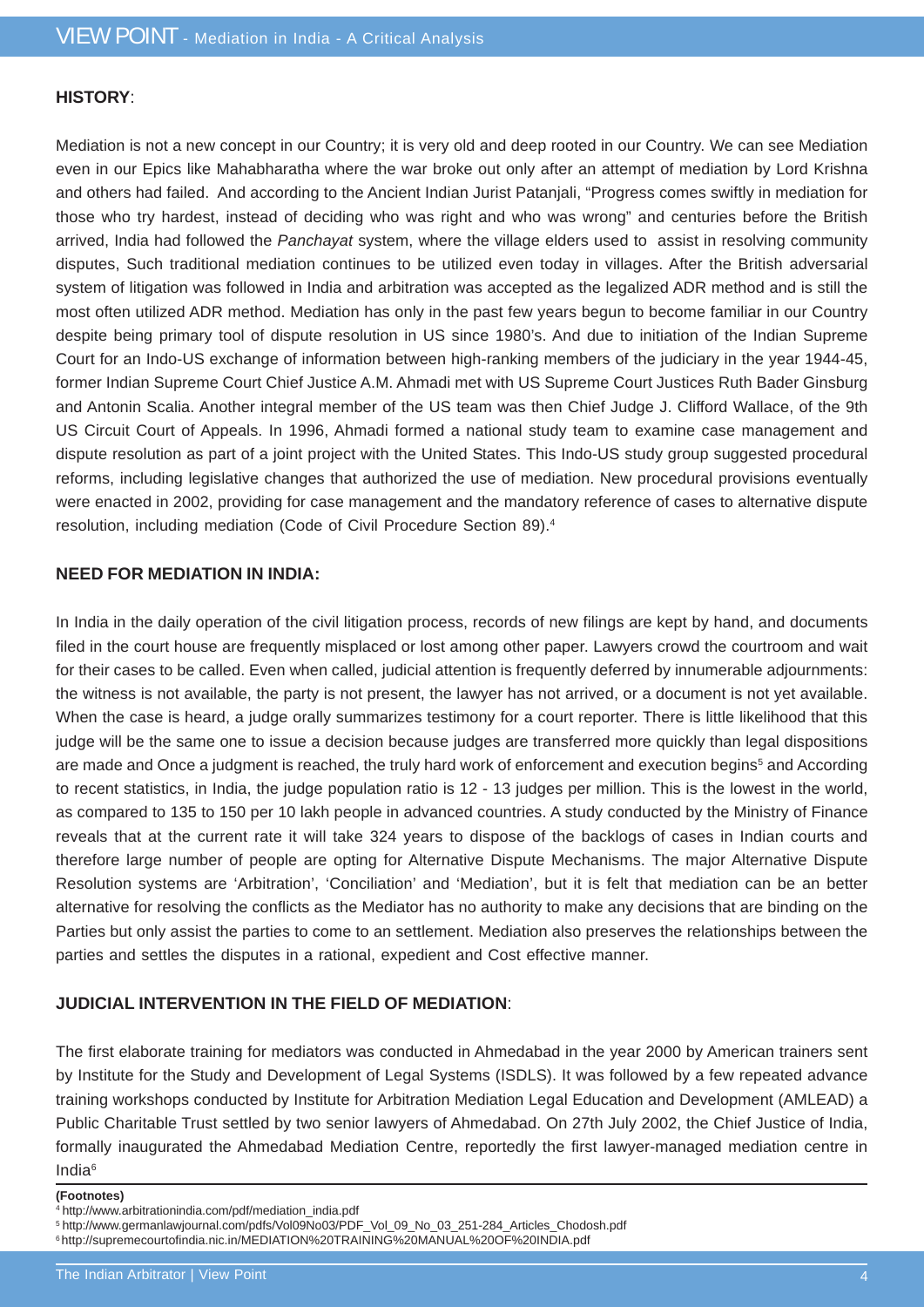**HISTORY**:

Mediation is not a new concept in our Country; it is very old and deep rooted in our Country. We can see Mediation even in our Epics like Mahabharatha where the war broke out only after an attempt of mediation by Lord Krishna and others had failed. And according to the Ancient Indian Jurist Patanjali, "Progress comes swiftly in mediation for those who try hardest, instead of deciding who was right and who was wrong" and centuries before the British arrived, India had followed the *Panchayat* system, where the village elders used to assist in resolving community disputes, Such traditional mediation continues to be utilized even today in villages. After the British adversarial system of litigation was followed in India and arbitration was accepted as the legalized ADR method and is still the most often utilized ADR method. Mediation has only in the past few years begun to become familiar in our Country despite being primary tool of dispute resolution in US since 1980's. And due to initiation of the Indian Supreme Court for an Indo-US exchange of information between high-ranking members of the judiciary in the year 1944-45, former Indian Supreme Court Chief Justice A.M. Ahmadi met with US Supreme Court Justices Ruth Bader Ginsburg and Antonin Scalia. Another integral member of the US team was then Chief Judge J. Clifford Wallace, of the 9th US Circuit Court of Appeals. In 1996, Ahmadi formed a national study team to examine case management and dispute resolution as part of a joint project with the United States. This Indo-US study group suggested procedural reforms, including legislative changes that authorized the use of mediation. New procedural provisions eventually were enacted in 2002, providing for case management and the mandatory reference of cases to alternative dispute resolution, including mediation (Code of Civil Procedure Section 89).[4]

**NEED FOR MEDIATION IN INDIA:**

In India in the daily operation of the civil litigation process, records of new filings are kept by hand, and documents filed in the court house are frequently misplaced or lost among other paper. Lawyers crowd the courtroom and wait for their cases to be called. Even when called, judicial attention is frequently deferred by innumerable adjournments: the witness is not available, the party is not present, the lawyer has not arrived, or a document is not yet available. When the case is heard, a judge orally summarizes testimony for a court reporter. There is little likelihood that this judge will be the same one to issue a decision because judges are transferred more quickly than legal dispositions are made and Once a judgment is reached, the truly hard work of enforcement and execution begins[5] and According to recent statistics, in India, the judge population ratio is 12 - 13 judges per million. This is the lowest in the world, as compared to 135 to 150 per 10 lakh people in advanced countries. A study conducted by the Ministry of Finance reveals that at the current rate it will take 324 years to dispose of the backlogs of cases in Indian courts and therefore large number of people are opting for Alternative Dispute Mechanisms. The major Alternative Dispute Resolution systems are 'Arbitration', 'Conciliation' and 'Mediation', but it is felt that mediation can be an better alternative for resolving the conflicts as the Mediator has no authority to make any decisions that are binding on the Parties but only assist the parties to come to an settlement. Mediation also preserves the relationships between the parties and settles the disputes in a rational, expedient and Cost effective manner.

**JUDICIAL INTERVENTION IN THE FIELD OF MEDIATION**:

The first elaborate training for mediators was conducted in Ahmedabad in the year 2000 by American trainers sent by Institute for the Study and Development of Legal Systems (ISDLS). It was followed by a few repeated advance training workshops conducted by Institute for Arbitration Mediation Legal Education and Development (AMLEAD) a Public Charitable Trust settled by two senior lawyers of Ahmedabad. On 27th July 2002, the Chief Justice of India, formally inaugurated the Ahmedabad Mediation Centre, reportedly the first lawyer-managed mediation centre in India[6]

**(Footnotes)**

[4] http://www.arbitrationindia.com/pdf/mediation_india.pdf

[5] http://www.germanlawjournal.com/pdfs/Vol09No03/PDF_Vol_09_No_03_251-284_Articles_Chodosh.pdf

[6] http://supremecourtofindia.nic.in/MEDIATION%20TRAINING%20MANUAL%20OF%20INDIA.pdf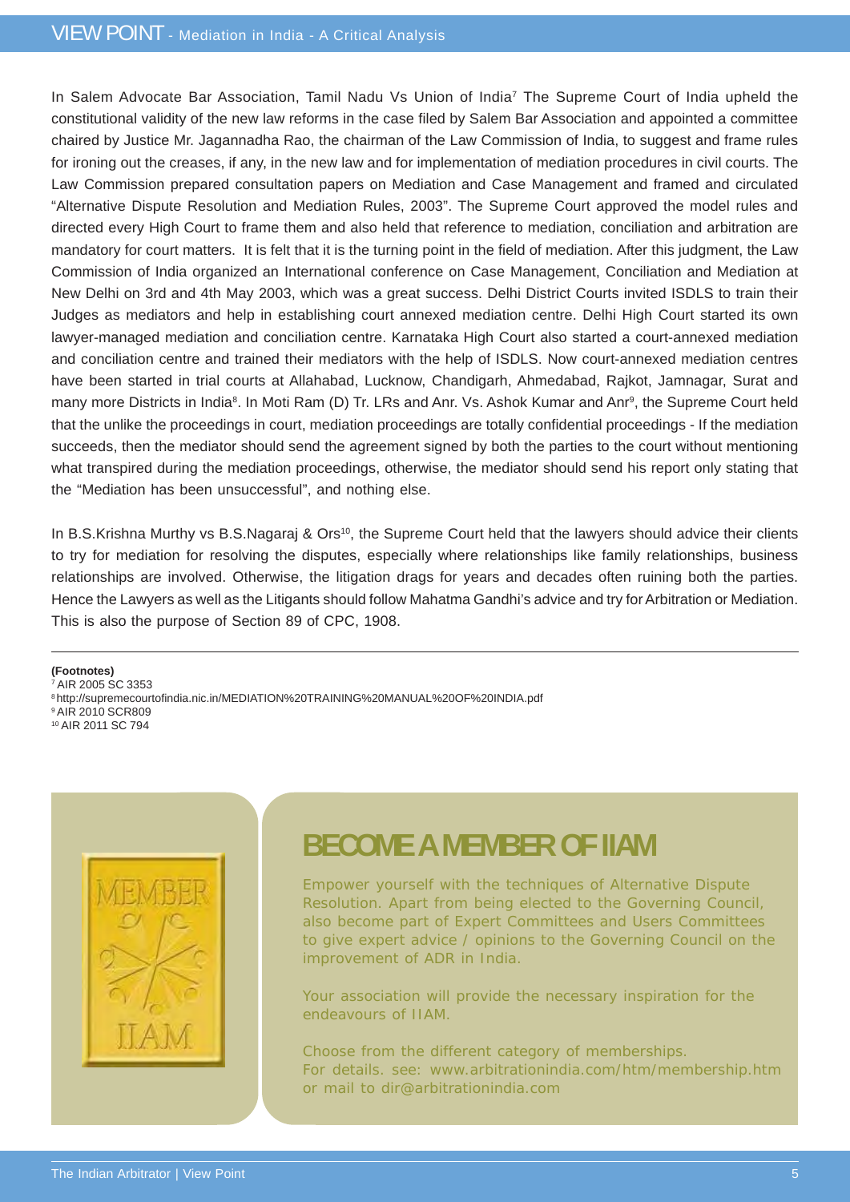In Salem Advocate Bar Association, Tamil Nadu Vs Union of India[7] The Supreme Court of India upheld the constitutional validity of the new law reforms in the case filed by Salem Bar Association and appointed a committee chaired by Justice Mr. Jagannadha Rao, the chairman of the Law Commission of India, to suggest and frame rules for ironing out the creases, if any, in the new law and for implementation of mediation procedures in civil courts. The Law Commission prepared consultation papers on Mediation and Case Management and framed and circulated "Alternative Dispute Resolution and Mediation Rules, 2003". The Supreme Court approved the model rules and directed every High Court to frame them and also held that reference to mediation, conciliation and arbitration are mandatory for court matters. It is felt that it is the turning point in the field of mediation. After this judgment, the Law Commission of India organized an International conference on Case Management, Conciliation and Mediation at New Delhi on 3rd and 4th May 2003, which was a great success. Delhi District Courts invited ISDLS to train their Judges as mediators and help in establishing court annexed mediation centre. Delhi High Court started its own lawyer-managed mediation and conciliation centre. Karnataka High Court also started a court-annexed mediation and conciliation centre and trained their mediators with the help of ISDLS. Now court-annexed mediation centres have been started in trial courts at Allahabad, Lucknow, Chandigarh, Ahmedabad, Rajkot, Jamnagar, Surat and many more Districts in India[8]. In Moti Ram (D) Tr. LRs and Anr. Vs. Ashok Kumar and Anr[9], the Supreme Court held that the unlike the proceedings in court, mediation proceedings are totally confidential proceedings - If the mediation succeeds, then the mediator should send the agreement signed by both the parties to the court without mentioning what transpired during the mediation proceedings, otherwise, the mediator should send his report only stating that the "Mediation has been unsuccessful", and nothing else.

In B.S.Krishna Murthy vs B.S.Nagaraj & Ors[10], the Supreme Court held that the lawyers should advice their clients to try for mediation for resolving the disputes, especially where relationships like family relationships, business relationships are involved. Otherwise, the litigation drags for years and decades often ruining both the parties. Hence the Lawyers as well as the Litigants should follow Mahatma Gandhi's advice and try for Arbitration or Mediation. This is also the purpose of Section 89 of CPC, 1908.

---

**(Footnotes)**

[7] AIR 2005 SC 3353

[8] http://supremecourtofindia.nic.in/MEDIATION%20TRAINING%20MANUAL%20OF%20INDIA.pdf

[9] AIR 2010 SCR809

[10] AIR 2011 SC 794

MEMBER IIAM

## BECOME A MEMBER OF IIAM

Empower yourself with the techniques of Alternative Dispute Resolution. Apart from being elected to the Governing Council, also become part of Expert Committees and Users Committees to give expert advice / opinions to the Governing Council on the improvement of ADR in India.

Your association will provide the necessary inspiration for the endeavours of IIAM.

Choose from the different category of memberships.
For details. see: www.arbitrationindia.com/htm/membership.htm or mail to dir@arbitrationindia.com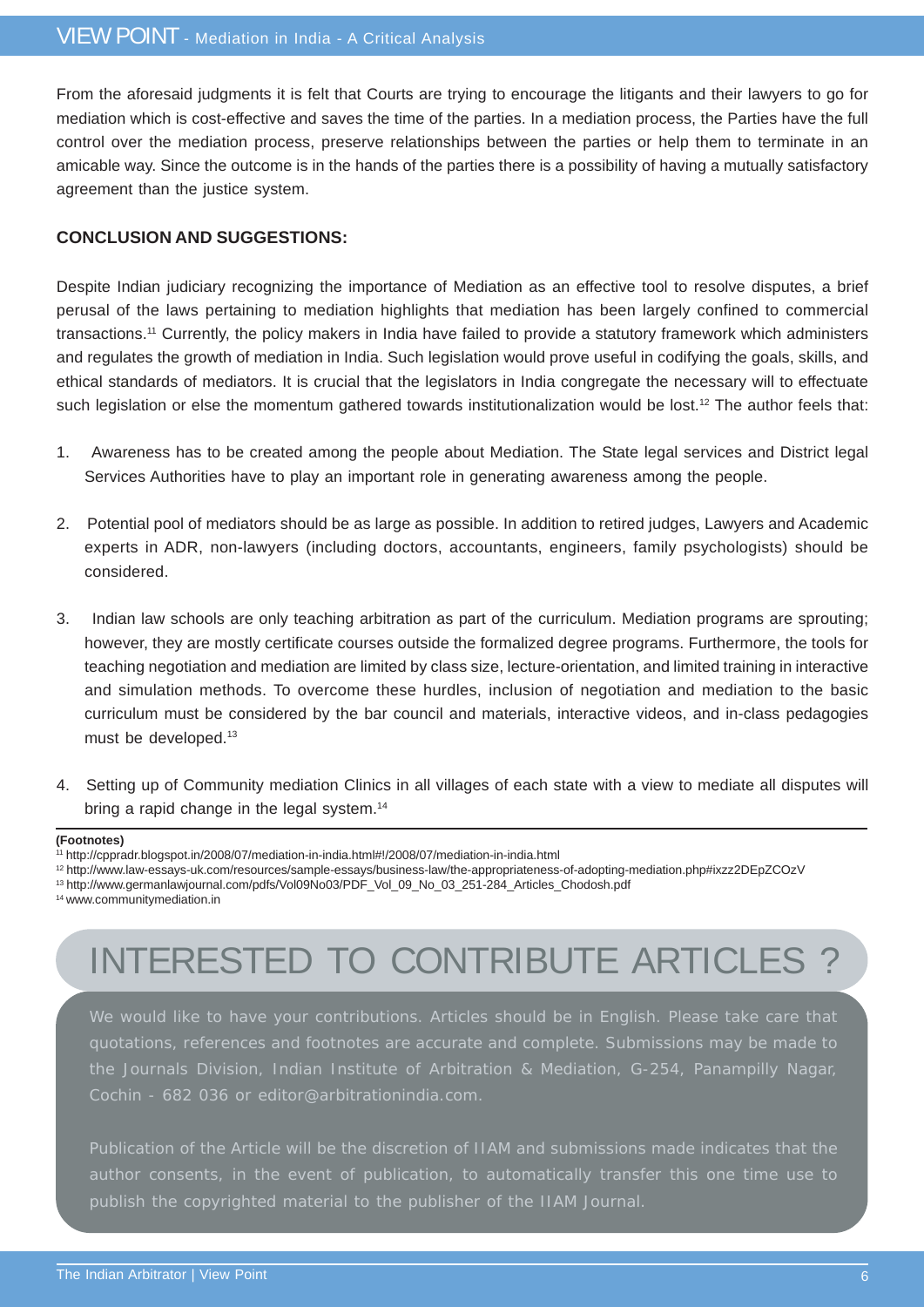From the aforesaid judgments it is felt that Courts are trying to encourage the litigants and their lawyers to go for mediation which is cost-effective and saves the time of the parties. In a mediation process, the Parties have the full control over the mediation process, preserve relationships between the parties or help them to terminate in an amicable way. Since the outcome is in the hands of the parties there is a possibility of having a mutually satisfactory agreement than the justice system.

**CONCLUSION AND SUGGESTIONS:**

Despite Indian judiciary recognizing the importance of Mediation as an effective tool to resolve disputes, a brief perusal of the laws pertaining to mediation highlights that mediation has been largely confined to commercial transactions.[11] Currently, the policy makers in India have failed to provide a statutory framework which administers and regulates the growth of mediation in India. Such legislation would prove useful in codifying the goals, skills, and ethical standards of mediators. It is crucial that the legislators in India congregate the necessary will to effectuate such legislation or else the momentum gathered towards institutionalization would be lost.[12] The author feels that:

1. Awareness has to be created among the people about Mediation. The State legal services and District legal Services Authorities have to play an important role in generating awareness among the people.

2. Potential pool of mediators should be as large as possible. In addition to retired judges, Lawyers and Academic experts in ADR, non-lawyers (including doctors, accountants, engineers, family psychologists) should be considered.

3. Indian law schools are only teaching arbitration as part of the curriculum. Mediation programs are sprouting; however, they are mostly certificate courses outside the formalized degree programs. Furthermore, the tools for teaching negotiation and mediation are limited by class size, lecture-orientation, and limited training in interactive and simulation methods. To overcome these hurdles, inclusion of negotiation and mediation to the basic curriculum must be considered by the bar council and materials, interactive videos, and in-class pedagogies must be developed.[13]

4. Setting up of Community mediation Clinics in all villages of each state with a view to mediate all disputes will bring a rapid change in the legal system.[14]

**(Footnotes)**

[11] http://cppradr.blogspot.in/2008/07/mediation-in-india.html#!/2008/07/mediation-in-india.html

[12] http://www.law-essays-uk.com/resources/sample-essays/business-law/the-appropriateness-of-adopting-mediation.php#ixzz2DEpZCOzV

[13] http://www.germanlawjournal.com/pdfs/Vol09No03/PDF_Vol_09_No_03_251-284_Articles_Chodosh.pdf

[14] www.communitymediation.in

## INTERESTED TO CONTRIBUTE ARTICLES ?

We would like to have your contributions. Articles should be in English. Please take care that quotations, references and footnotes are accurate and complete. Submissions may be made to the Journals Division, Indian Institute of Arbitration & Mediation, G-254, Panampilly Nagar, Cochin - 682 036 or editor@arbitrationindia.com.

Publication of the Article will be the discretion of IIAM and submissions made indicates that the author consents, in the event of publication, to automatically transfer this one time use to publish the copyrighted material to the publisher of the IIAM Journal.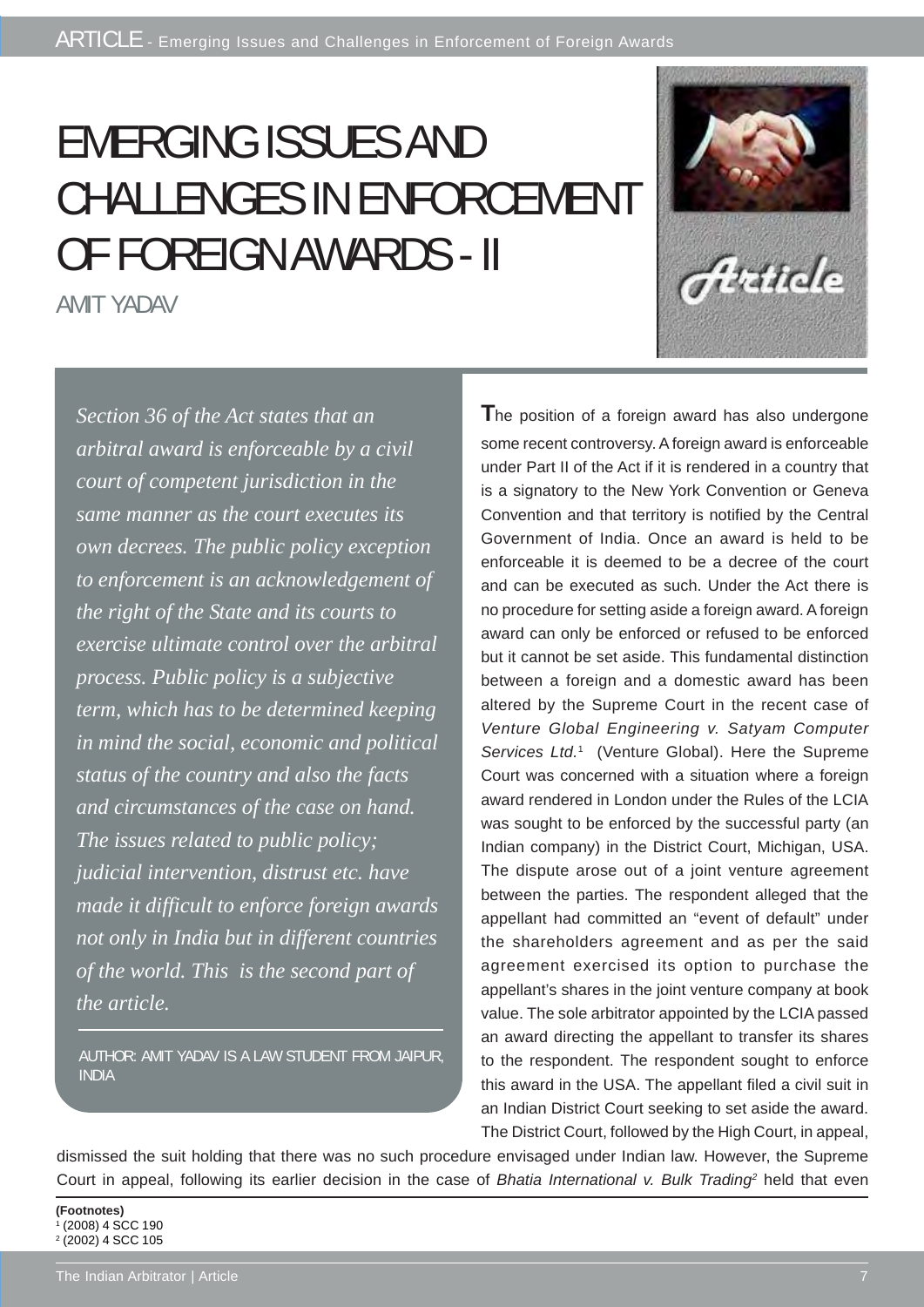# EMERGING ISSUES AND CHALLENGES IN ENFORCEMENT OF FOREIGN AWARDS - II

AMIT YADAV

*Section 36 of the Act states that an arbitral award is enforceable by a civil court of competent jurisdiction in the same manner as the court executes its own decrees. The public policy exception to enforcement is an acknowledgement of the right of the State and its courts to exercise ultimate control over the arbitral process. Public policy is a subjective term, which has to be determined keeping in mind the social, economic and political status of the country and also the facts and circumstances of the case on hand. The issues related to public policy; judicial intervention, distrust etc. have made it difficult to enforce foreign awards not only in India but in different countries of the world. This is the second part of the article.*

AUTHOR: AMIT YADAV IS A LAW STUDENT FROM JAIPUR, INDIA

The position of a foreign award has also undergone some recent controversy. A foreign award is enforceable under Part II of the Act if it is rendered in a country that is a signatory to the New York Convention or Geneva Convention and that territory is notified by the Central Government of India. Once an award is held to be enforceable it is deemed to be a decree of the court and can be executed as such. Under the Act there is no procedure for setting aside a foreign award. A foreign award can only be enforced or refused to be enforced but it cannot be set aside. This fundamental distinction between a foreign and a domestic award has been altered by the Supreme Court in the recent case of *Venture Global Engineering v. Satyam Computer Services Ltd.*[1] (Venture Global). Here the Supreme Court was concerned with a situation where a foreign award rendered in London under the Rules of the LCIA was sought to be enforced by the successful party (an Indian company) in the District Court, Michigan, USA. The dispute arose out of a joint venture agreement between the parties. The respondent alleged that the appellant had committed an "event of default" under the shareholders agreement and as per the said agreement exercised its option to purchase the appellant's shares in the joint venture company at book value. The sole arbitrator appointed by the LCIA passed an award directing the appellant to transfer its shares to the respondent. The respondent sought to enforce this award in the USA. The appellant filed a civil suit in an Indian District Court seeking to set aside the award. The District Court, followed by the High Court, in appeal, dismissed the suit holding that there was no such procedure envisaged under Indian law. However, the Supreme Court in appeal, following its earlier decision in the case of *Bhatia International v. Bulk Trading*[2] held that even

**(Footnotes)**

[1] (2008) 4 SCC 190

[2] (2002) 4 SCC 105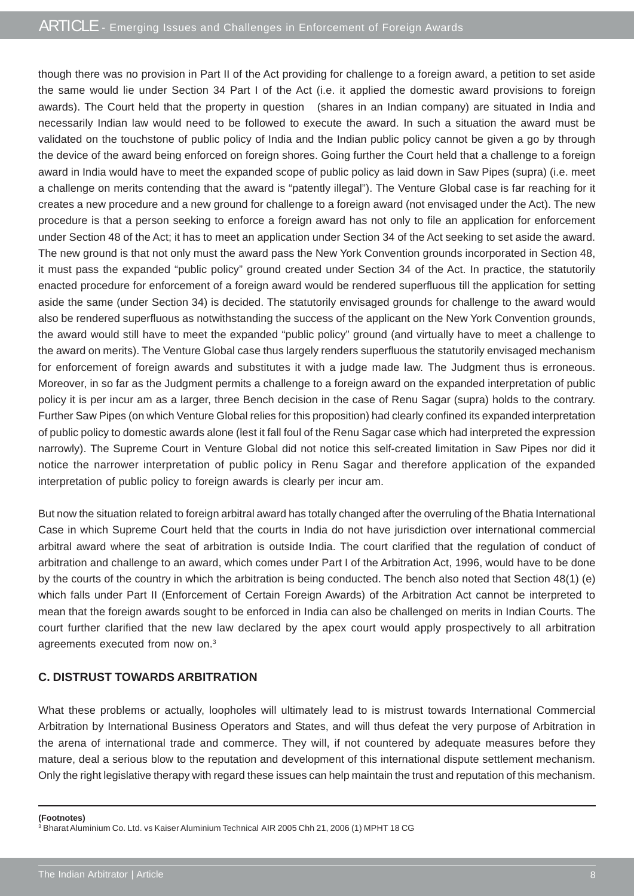though there was no provision in Part II of the Act providing for challenge to a foreign award, a petition to set aside the same would lie under Section 34 Part I of the Act (i.e. it applied the domestic award provisions to foreign awards). The Court held that the property in question (shares in an Indian company) are situated in India and necessarily Indian law would need to be followed to execute the award. In such a situation the award must be validated on the touchstone of public policy of India and the Indian public policy cannot be given a go by through the device of the award being enforced on foreign shores. Going further the Court held that a challenge to a foreign award in India would have to meet the expanded scope of public policy as laid down in Saw Pipes (supra) (i.e. meet a challenge on merits contending that the award is "patently illegal"). The Venture Global case is far reaching for it creates a new procedure and a new ground for challenge to a foreign award (not envisaged under the Act). The new procedure is that a person seeking to enforce a foreign award has not only to file an application for enforcement under Section 48 of the Act; it has to meet an application under Section 34 of the Act seeking to set aside the award. The new ground is that not only must the award pass the New York Convention grounds incorporated in Section 48, it must pass the expanded "public policy" ground created under Section 34 of the Act. In practice, the statutorily enacted procedure for enforcement of a foreign award would be rendered superfluous till the application for setting aside the same (under Section 34) is decided. The statutorily envisaged grounds for challenge to the award would also be rendered superfluous as notwithstanding the success of the applicant on the New York Convention grounds, the award would still have to meet the expanded "public policy" ground (and virtually have to meet a challenge to the award on merits). The Venture Global case thus largely renders superfluous the statutorily envisaged mechanism for enforcement of foreign awards and substitutes it with a judge made law. The Judgment thus is erroneous. Moreover, in so far as the Judgment permits a challenge to a foreign award on the expanded interpretation of public policy it is per incur am as a larger, three Bench decision in the case of Renu Sagar (supra) holds to the contrary. Further Saw Pipes (on which Venture Global relies for this proposition) had clearly confined its expanded interpretation of public policy to domestic awards alone (lest it fall foul of the Renu Sagar case which had interpreted the expression narrowly). The Supreme Court in Venture Global did not notice this self-created limitation in Saw Pipes nor did it notice the narrower interpretation of public policy in Renu Sagar and therefore application of the expanded interpretation of public policy to foreign awards is clearly per incur am.

But now the situation related to foreign arbitral award has totally changed after the overruling of the Bhatia International Case in which Supreme Court held that the courts in India do not have jurisdiction over international commercial arbitral award where the seat of arbitration is outside India. The court clarified that the regulation of conduct of arbitration and challenge to an award, which comes under Part I of the Arbitration Act, 1996, would have to be done by the courts of the country in which the arbitration is being conducted. The bench also noted that Section 48(1) (e) which falls under Part II (Enforcement of Certain Foreign Awards) of the Arbitration Act cannot be interpreted to mean that the foreign awards sought to be enforced in India can also be challenged on merits in Indian Courts. The court further clarified that the new law declared by the apex court would apply prospectively to all arbitration agreements executed from now on.[3]

### C. DISTRUST TOWARDS ARBITRATION

What these problems or actually, loopholes will ultimately lead to is mistrust towards International Commercial Arbitration by International Business Operators and States, and will thus defeat the very purpose of Arbitration in the arena of international trade and commerce. They will, if not countered by adequate measures before they mature, deal a serious blow to the reputation and development of this international dispute settlement mechanism. Only the right legislative therapy with regard these issues can help maintain the trust and reputation of this mechanism.

**(Footnotes)**

[3] Bharat Aluminium Co. Ltd. vs Kaiser Aluminium Technical AIR 2005 Chh 21, 2006 (1) MPHT 18 CG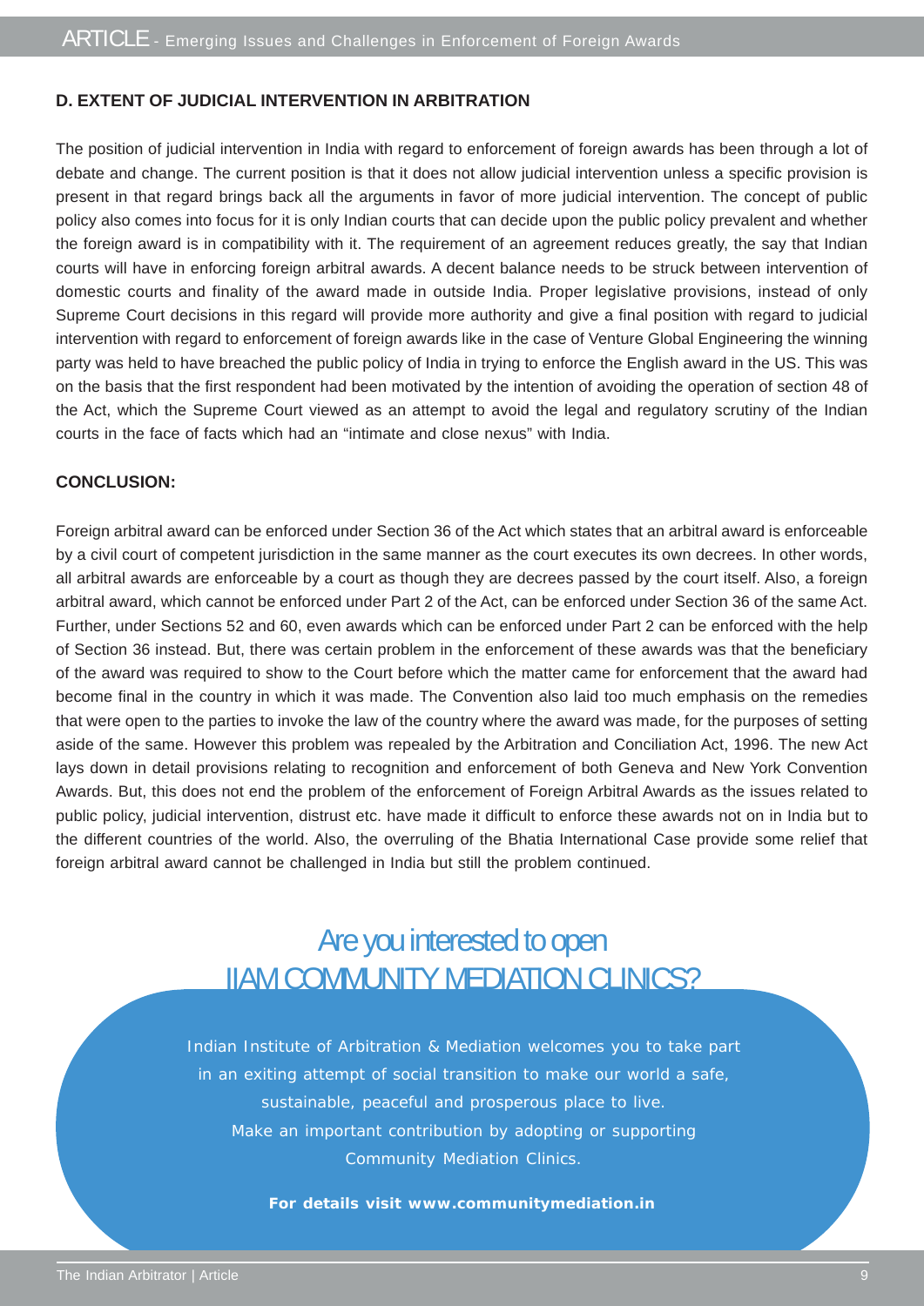### D. EXTENT OF JUDICIAL INTERVENTION IN ARBITRATION

The position of judicial intervention in India with regard to enforcement of foreign awards has been through a lot of debate and change. The current position is that it does not allow judicial intervention unless a specific provision is present in that regard brings back all the arguments in favor of more judicial intervention. The concept of public policy also comes into focus for it is only Indian courts that can decide upon the public policy prevalent and whether the foreign award is in compatibility with it. The requirement of an agreement reduces greatly, the say that Indian courts will have in enforcing foreign arbitral awards. A decent balance needs to be struck between intervention of domestic courts and finality of the award made in outside India. Proper legislative provisions, instead of only Supreme Court decisions in this regard will provide more authority and give a final position with regard to judicial intervention with regard to enforcement of foreign awards like in the case of Venture Global Engineering the winning party was held to have breached the public policy of India in trying to enforce the English award in the US. This was on the basis that the first respondent had been motivated by the intention of avoiding the operation of section 48 of the Act, which the Supreme Court viewed as an attempt to avoid the legal and regulatory scrutiny of the Indian courts in the face of facts which had an "intimate and close nexus" with India.

### CONCLUSION:

Foreign arbitral award can be enforced under Section 36 of the Act which states that an arbitral award is enforceable by a civil court of competent jurisdiction in the same manner as the court executes its own decrees. In other words, all arbitral awards are enforceable by a court as though they are decrees passed by the court itself. Also, a foreign arbitral award, which cannot be enforced under Part 2 of the Act, can be enforced under Section 36 of the same Act. Further, under Sections 52 and 60, even awards which can be enforced under Part 2 can be enforced with the help of Section 36 instead. But, there was certain problem in the enforcement of these awards was that the beneficiary of the award was required to show to the Court before which the matter came for enforcement that the award had become final in the country in which it was made. The Convention also laid too much emphasis on the remedies that were open to the parties to invoke the law of the country where the award was made, for the purposes of setting aside of the same. However this problem was repealed by the Arbitration and Conciliation Act, 1996. The new Act lays down in detail provisions relating to recognition and enforcement of both Geneva and New York Convention Awards. But, this does not end the problem of the enforcement of Foreign Arbitral Awards as the issues related to public policy, judicial intervention, distrust etc. have made it difficult to enforce these awards not on in India but to the different countries of the world. Also, the overruling of the Bhatia International Case provide some relief that foreign arbitral award cannot be challenged in India but still the problem continued.

## Are you interested to open IIAM COMMUNITY MEDIATION CLINICS?

Indian Institute of Arbitration & Mediation welcomes you to take part in an exiting attempt of social transition to make our world a safe, sustainable, peaceful and prosperous place to live. Make an important contribution by adopting or supporting Community Mediation Clinics.

**For details visit www.communitymediation.in**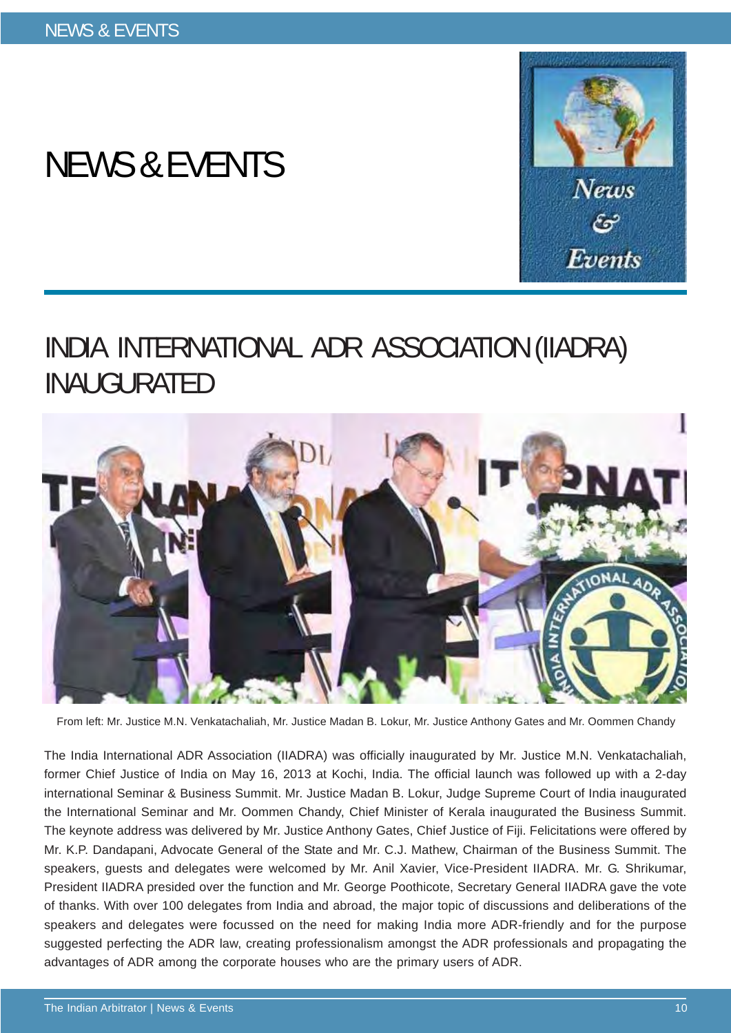# NEWS & EVENTS

## INDIA INTERNATIONAL ADR ASSOCIATION (IIADRA) INAUGURATED

From left: Mr. Justice M.N. Venkatachaliah, Mr. Justice Madan B. Lokur, Mr. Justice Anthony Gates and Mr. Oommen Chandy

The India International ADR Association (IIADRA) was officially inaugurated by Mr. Justice M.N. Venkatachaliah, former Chief Justice of India on May 16, 2013 at Kochi, India. The official launch was followed up with a 2-day international Seminar & Business Summit. Mr. Justice Madan B. Lokur, Judge Supreme Court of India inaugurated the International Seminar and Mr. Oommen Chandy, Chief Minister of Kerala inaugurated the Business Summit. The keynote address was delivered by Mr. Justice Anthony Gates, Chief Justice of Fiji. Felicitations were offered by Mr. K.P. Dandapani, Advocate General of the State and Mr. C.J. Mathew, Chairman of the Business Summit. The speakers, guests and delegates were welcomed by Mr. Anil Xavier, Vice-President IIADRA. Mr. G. Shrikumar, President IIADRA presided over the function and Mr. George Poothicote, Secretary General IIADRA gave the vote of thanks. With over 100 delegates from India and abroad, the major topic of discussions and deliberations of the speakers and delegates were focussed on the need for making India more ADR-friendly and for the purpose suggested perfecting the ADR law, creating professionalism amongst the ADR professionals and propagating the advantages of ADR among the corporate houses who are the primary users of ADR.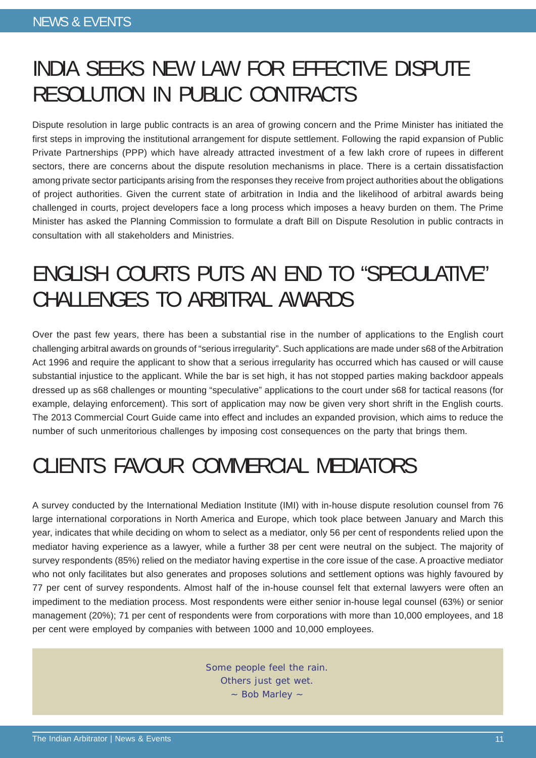# INDIA SEEKS NEW LAW FOR EFFECTIVE DISPUTE RESOLUTION IN PUBLIC CONTRACTS

Dispute resolution in large public contracts is an area of growing concern and the Prime Minister has initiated the first steps in improving the institutional arrangement for dispute settlement. Following the rapid expansion of Public Private Partnerships (PPP) which have already attracted investment of a few lakh crore of rupees in different sectors, there are concerns about the dispute resolution mechanisms in place. There is a certain dissatisfaction among private sector participants arising from the responses they receive from project authorities about the obligations of project authorities. Given the current state of arbitration in India and the likelihood of arbitral awards being challenged in courts, project developers face a long process which imposes a heavy burden on them. The Prime Minister has asked the Planning Commission to formulate a draft Bill on Dispute Resolution in public contracts in consultation with all stakeholders and Ministries.

# ENGLISH COURTS PUTS AN END TO "SPECULATIVE" CHALLENGES TO ARBITRAL AWARDS

Over the past few years, there has been a substantial rise in the number of applications to the English court challenging arbitral awards on grounds of "serious irregularity". Such applications are made under s68 of the Arbitration Act 1996 and require the applicant to show that a serious irregularity has occurred which has caused or will cause substantial injustice to the applicant. While the bar is set high, it has not stopped parties making backdoor appeals dressed up as s68 challenges or mounting "speculative" applications to the court under s68 for tactical reasons (for example, delaying enforcement). This sort of application may now be given very short shrift in the English courts. The 2013 Commercial Court Guide came into effect and includes an expanded provision, which aims to reduce the number of such unmeritorious challenges by imposing cost consequences on the party that brings them.

# CLIENTS FAVOUR COMMERCIAL MEDIATORS

A survey conducted by the International Mediation Institute (IMI) with in-house dispute resolution counsel from 76 large international corporations in North America and Europe, which took place between January and March this year, indicates that while deciding on whom to select as a mediator, only 56 per cent of respondents relied upon the mediator having experience as a lawyer, while a further 38 per cent were neutral on the subject. The majority of survey respondents (85%) relied on the mediator having expertise in the core issue of the case. A proactive mediator who not only facilitates but also generates and proposes solutions and settlement options was highly favoured by 77 per cent of survey respondents. Almost half of the in-house counsel felt that external lawyers were often an impediment to the mediation process. Most respondents were either senior in-house legal counsel (63%) or senior management (20%); 71 per cent of respondents were from corporations with more than 10,000 employees, and 18 per cent were employed by companies with between 1000 and 10,000 employees.

> Some people feel the rain.
> Others just get wet.
> ~ Bob Marley ~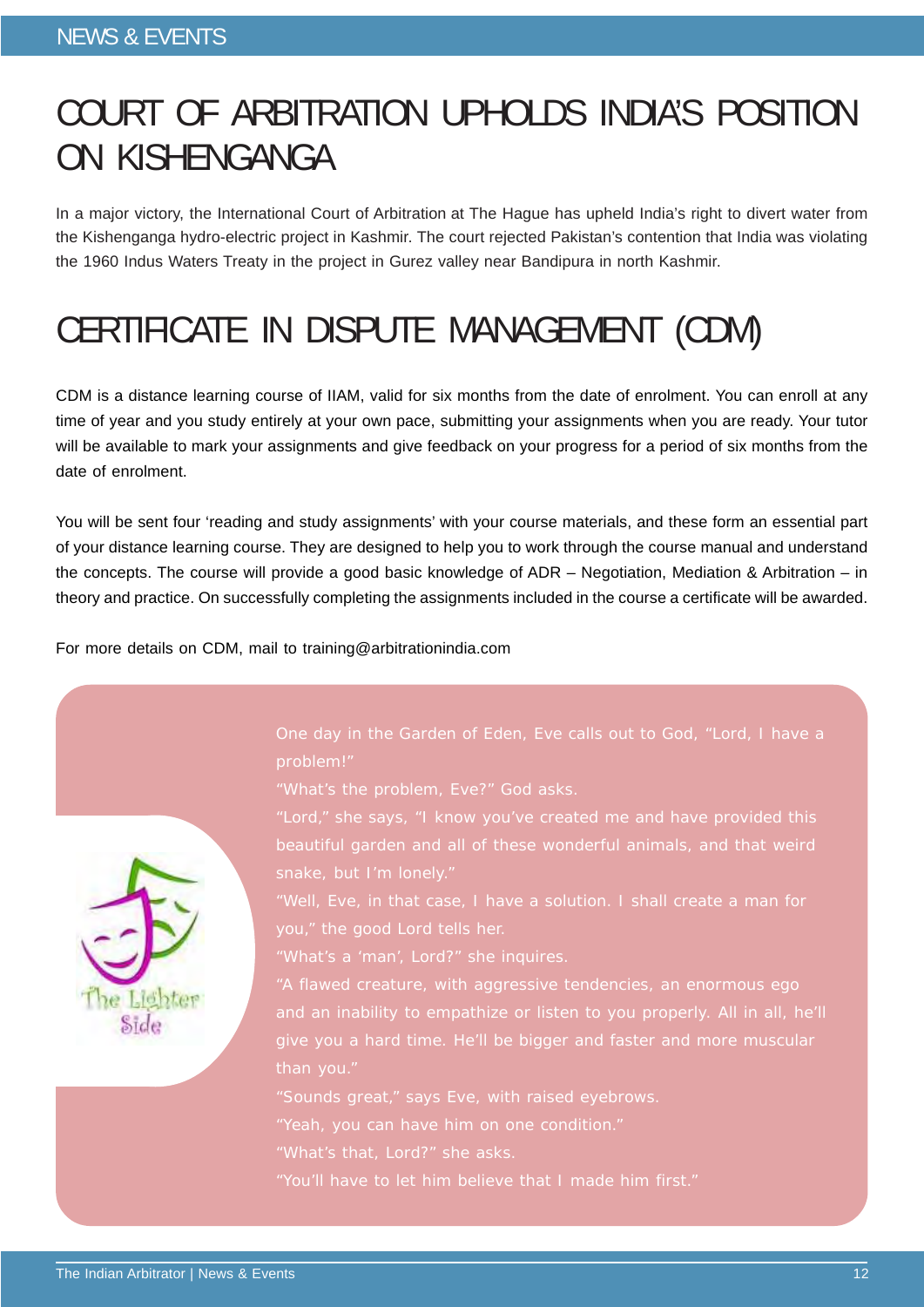# COURT OF ARBITRATION UPHOLDS INDIA'S POSITION ON KISHENGANGA

In a major victory, the International Court of Arbitration at The Hague has upheld India's right to divert water from the Kishenganga hydro-electric project in Kashmir. The court rejected Pakistan's contention that India was violating the 1960 Indus Waters Treaty in the project in Gurez valley near Bandipura in north Kashmir.

# CERTIFICATE IN DISPUTE MANAGEMENT (CDM)

CDM is a distance learning course of IIAM, valid for six months from the date of enrolment. You can enroll at any time of year and you study entirely at your own pace, submitting your assignments when you are ready. Your tutor will be available to mark your assignments and give feedback on your progress for a period of six months from the date of enrolment.

You will be sent four 'reading and study assignments' with your course materials, and these form an essential part of your distance learning course. They are designed to help you to work through the course manual and understand the concepts. The course will provide a good basic knowledge of ADR – Negotiation, Mediation & Arbitration – in theory and practice. On successfully completing the assignments included in the course a certificate will be awarded.

For more details on CDM, mail to training@arbitrationindia.com

The Lighter Side

One day in the Garden of Eden, Eve calls out to God, "Lord, I have a problem!"

"What's the problem, Eve?" God asks.

"Lord," she says, "I know you've created me and have provided this beautiful garden and all of these wonderful animals, and that weird snake, but I'm lonely."

"Well, Eve, in that case, I have a solution. I shall create a man for you," the good Lord tells her.

"What's a 'man', Lord?" she inquires.

"A flawed creature, with aggressive tendencies, an enormous ego and an inability to empathize or listen to you properly. All in all, he'll give you a hard time. He'll be bigger and faster and more muscular than you."

"Sounds great," says Eve, with raised eyebrows.

"Yeah, you can have him on one condition."

"What's that, Lord?" she asks.

"You'll have to let him believe that I made him first."